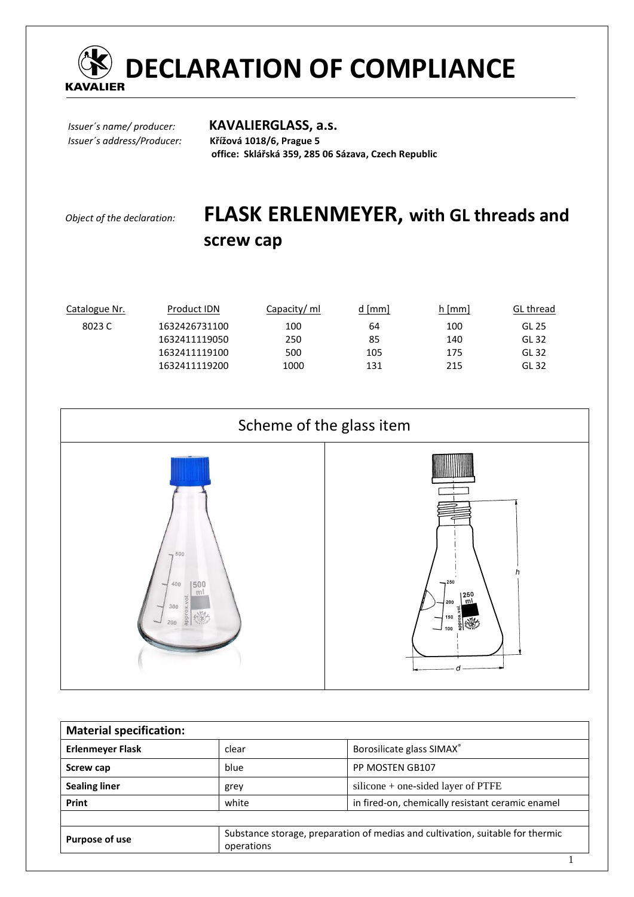# DECLARATION OF COMPLIANCE

KAVALIER

*Issuer´s name/ producer:* **KAVALIERGLASS, a.s.**

*Issuer´s address/Producer:* **Křížová 1018/6, Prague 5**

**office: Sklářská 359, 285 06 Sázava, Czech Republic**

*Object of the declaration:* **FLASK ERLENMEYER, with GL threads and screw cap**

| Catalogue Nr. | Product IDN | Capacity/ ml | d [mm] | h [mm] | GL thread |
|---|---|---|---|---|---|
| 8023 C | 1632426731100 | 100 | 64 | 100 | GL 25 |
| | 1632411119050 | 250 | 85 | 140 | GL 32 |
| | 1632411119100 | 500 | 105 | 175 | GL 32 |
| | 1632411119200 | 1000 | 131 | 215 | GL 32 |

## Scheme of the glass item

| Material specification: | | |
|---|---|---|
| **Erlenmeyer Flask** | clear | Borosilicate glass SIMAX® |
| **Screw cap** | blue | PP MOSTEN GB107 |
| **Sealing liner** | grey | silicone + one-sided layer of PTFE |
| **Print** | white | in fired-on, chemically resistant ceramic enamel |
| | | |
| **Purpose of use** | Substance storage, preparation of medias and cultivation, suitable for thermic operations | |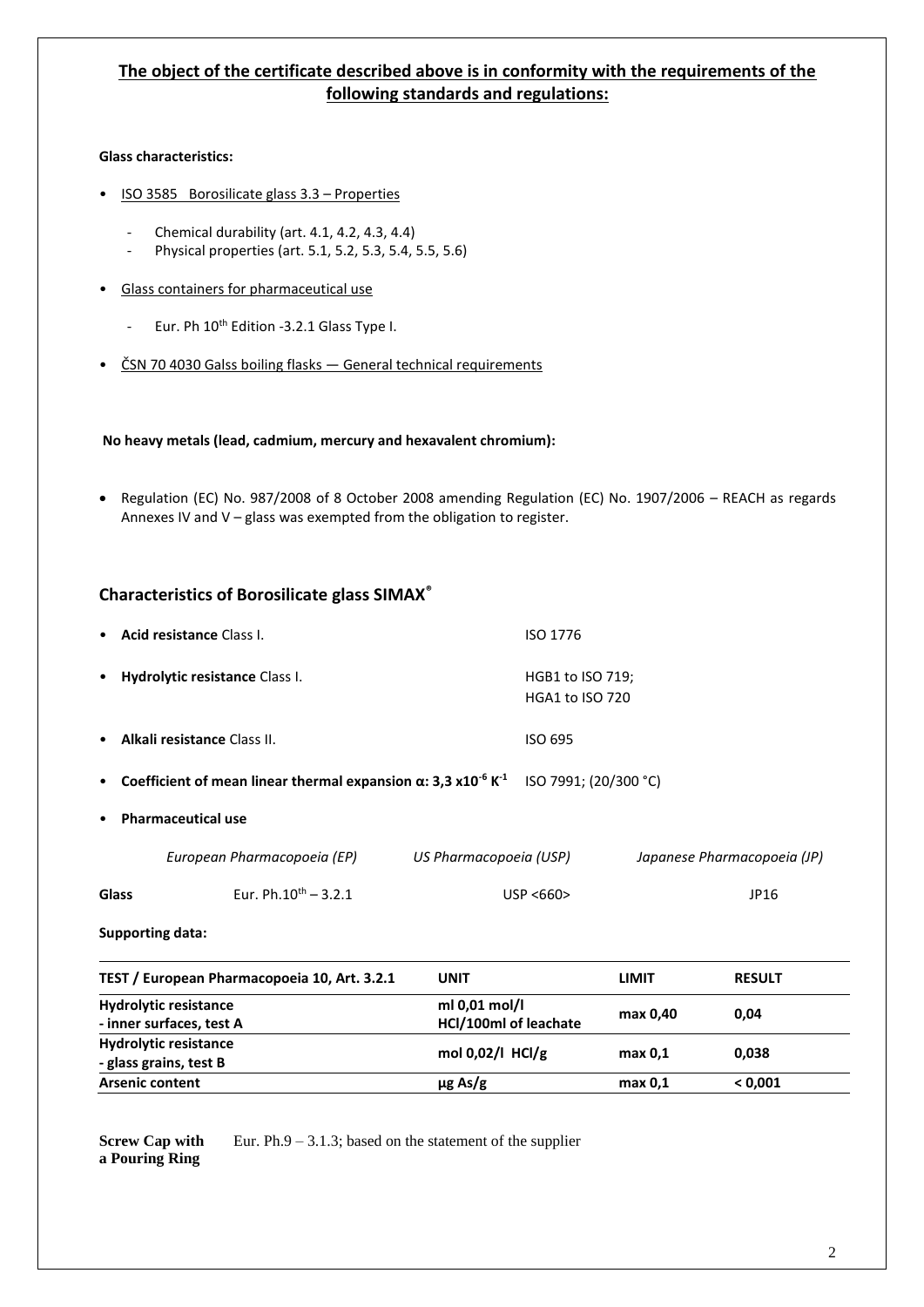## The object of the certificate described above is in conformity with the requirements of the following standards and regulations:

**Glass characteristics:**

- ISO 3585 Borosilicate glass 3.3 – Properties
  - Chemical durability (art. 4.1, 4.2, 4.3, 4.4)
  - Physical properties (art. 5.1, 5.2, 5.3, 5.4, 5.5, 5.6)
- Glass containers for pharmaceutical use
  - Eur. Ph 10th Edition -3.2.1 Glass Type I.
- ČSN 70 4030 Galss boiling flasks — General technical requirements

**No heavy metals (lead, cadmium, mercury and hexavalent chromium):**

- Regulation (EC) No. 987/2008 of 8 October 2008 amending Regulation (EC) No. 1907/2006 – REACH as regards Annexes IV and V – glass was exempted from the obligation to register.

## Characteristics of Borosilicate glass SIMAX®

- **Acid resistance** Class I. — ISO 1776
- **Hydrolytic resistance** Class I. — HGB1 to ISO 719; HGA1 to ISO 720
- **Alkali resistance** Class II. — ISO 695
- **Coefficient of mean linear thermal expansion α: 3,3 x10$^{-6}$ K$^{-1}$** — ISO 7991; (20/300 °C)
- **Pharmaceutical use**

| | *European Pharmacopoeia (EP)* | *US Pharmacopoeia (USP)* | *Japanese Pharmacopoeia (JP)* |
|---|---|---|---|
| **Glass** | Eur. Ph.10th – 3.2.1 | USP <660> | JP16 |

**Supporting data:**

| TEST / European Pharmacopoeia 10, Art. 3.2.1 | UNIT | LIMIT | RESULT |
|---|---|---|---|
| **Hydrolytic resistance - inner surfaces, test A** | **ml 0,01 mol/l HCl/100ml of leachate** | **max 0,40** | **0,04** |
| **Hydrolytic resistance - glass grains, test B** | **mol 0,02/l HCl/g** | **max 0,1** | **0,038** |
| **Arsenic content** | **µg As/g** | **max 0,1** | **< 0,001** |

**Screw Cap with a Pouring Ring** — Eur. Ph.9 – 3.1.3; based on the statement of the supplier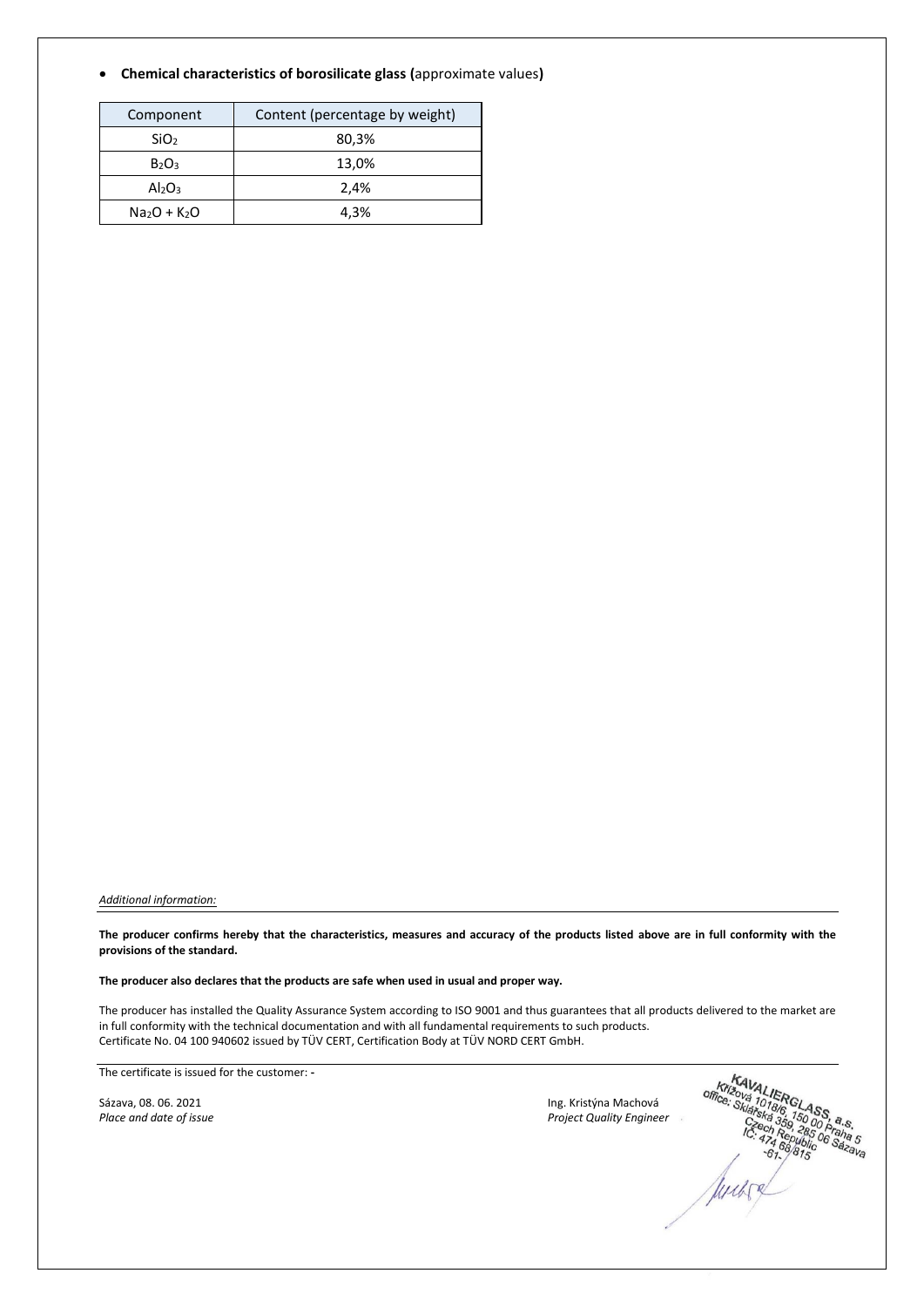- **Chemical characteristics of borosilicate glass (**approximate values**)**

| Component | Content (percentage by weight) |
| --- | --- |
| $SiO_2$ | 80,3% |
| $B_2O_3$ | 13,0% |
| $Al_2O_3$ | 2,4% |
| $Na_2O + K_2O$ | 4,3% |

*Additional information:*

**The producer confirms hereby that the characteristics, measures and accuracy of the products listed above are in full conformity with the provisions of the standard.**

**The producer also declares that the products are safe when used in usual and proper way.**

The producer has installed the Quality Assurance System according to ISO 9001 and thus guarantees that all products delivered to the market are in full conformity with the technical documentation and with all fundamental requirements to such products.
Certificate No. 04 100 940602 issued by TÜV CERT, Certification Body at TÜV NORD CERT GmbH.

The certificate is issued for the customer: -

Sázava, 08. 06. 2021
*Place and date of issue*

Ing. Kristýna Machová
*Project Quality Engineer*

KAVALIERGLASS, a.s.
Křížová 1018/6, 150 00 Praha 5
office: Sklářská 359, 285 06 Sázava
Czech Republic
IČ: 474 68 815
-61-